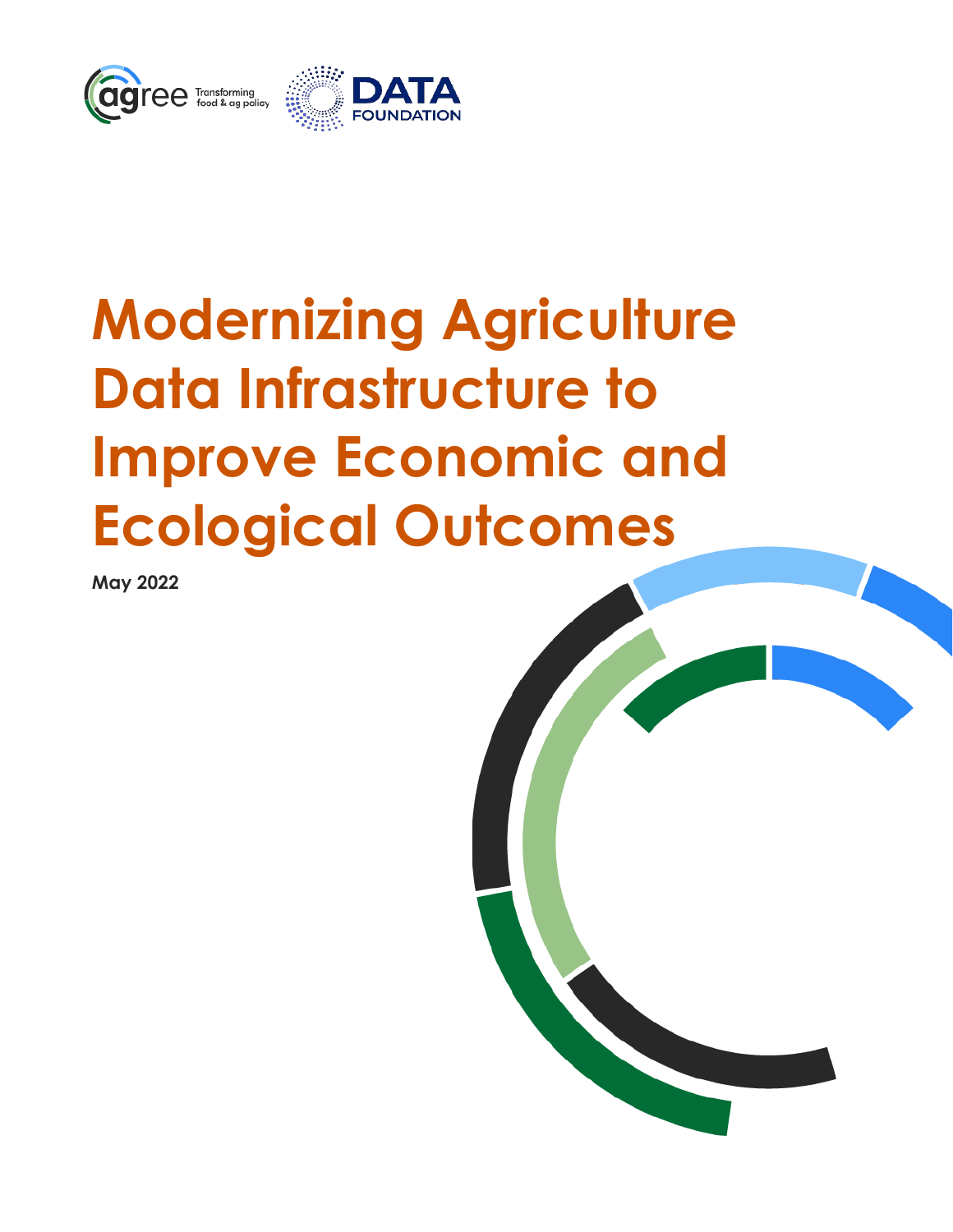agree Transforming food & ag policy

DATA FOUNDATION

# Modernizing Agriculture Data Infrastructure to Improve Economic and Ecological Outcomes

**May 2022**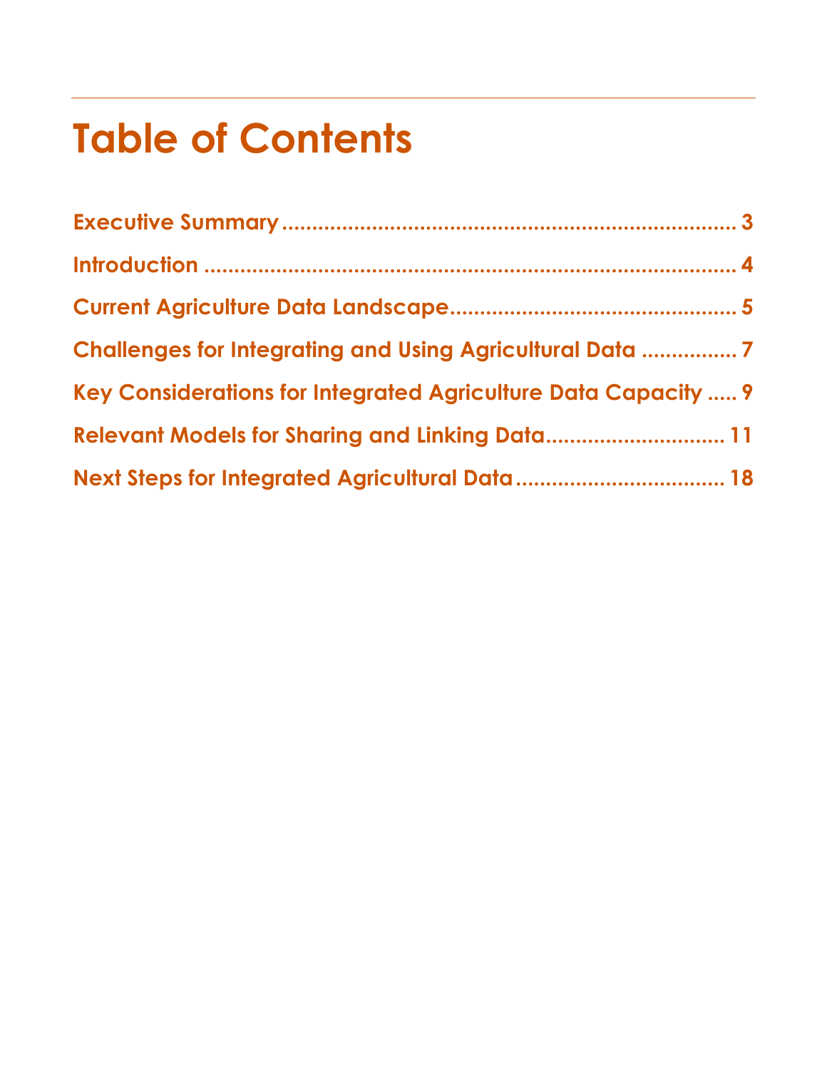# Table of Contents

Executive Summary ............................................................... 3

Introduction ......................................................................... 4

Current Agriculture Data Landscape................................................ 5

Challenges for Integrating and Using Agricultural Data ................ 7

Key Considerations for Integrated Agriculture Data Capacity ..... 9

Relevant Models for Sharing and Linking Data............................. 11

Next Steps for Integrated Agricultural Data.................................. 18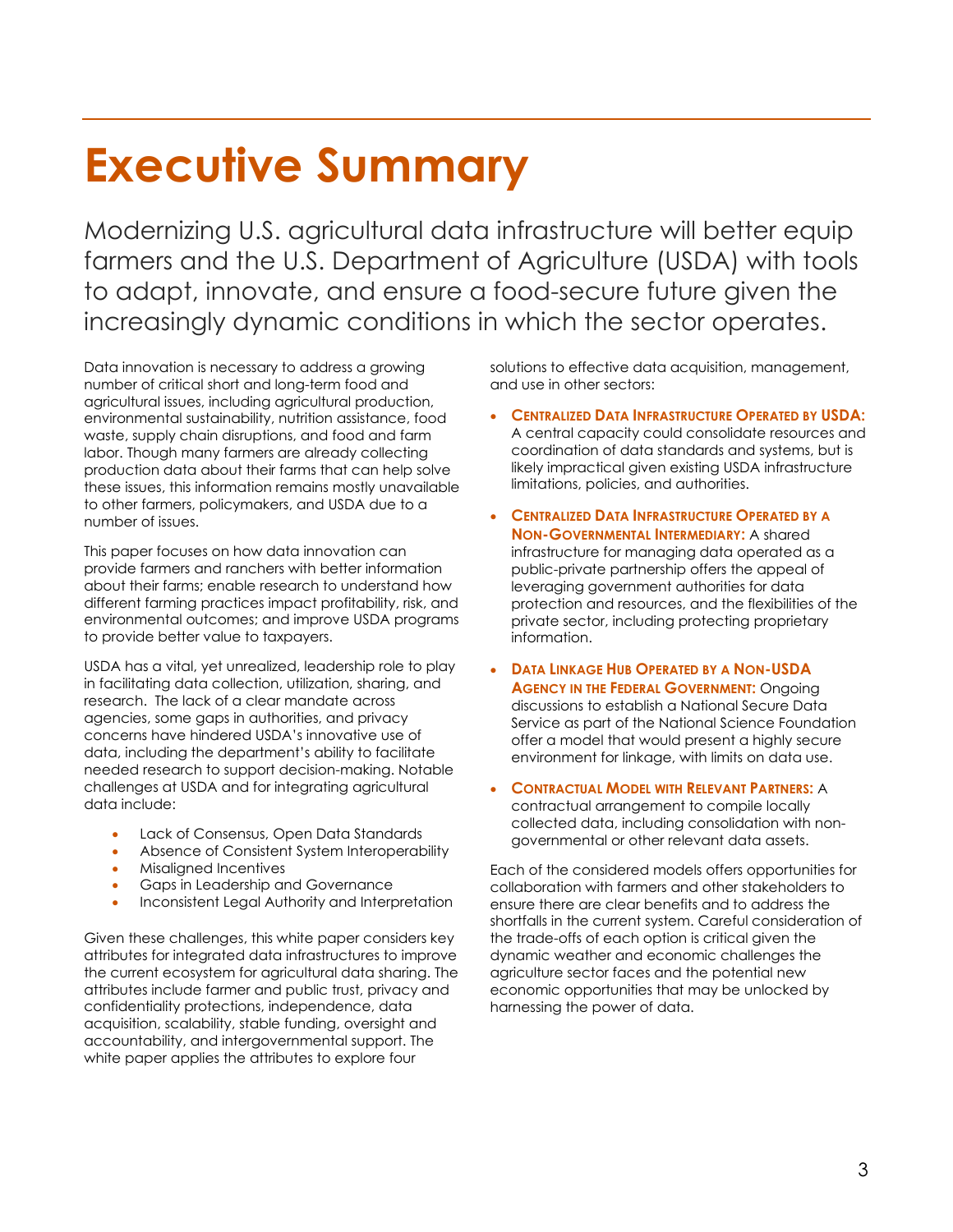# Executive Summary

Modernizing U.S. agricultural data infrastructure will better equip farmers and the U.S. Department of Agriculture (USDA) with tools to adapt, innovate, and ensure a food-secure future given the increasingly dynamic conditions in which the sector operates.

Data innovation is necessary to address a growing number of critical short and long-term food and agricultural issues, including agricultural production, environmental sustainability, nutrition assistance, food waste, supply chain disruptions, and food and farm labor. Though many farmers are already collecting production data about their farms that can help solve these issues, this information remains mostly unavailable to other farmers, policymakers, and USDA due to a number of issues.

This paper focuses on how data innovation can provide farmers and ranchers with better information about their farms; enable research to understand how different farming practices impact profitability, risk, and environmental outcomes; and improve USDA programs to provide better value to taxpayers.

USDA has a vital, yet unrealized, leadership role to play in facilitating data collection, utilization, sharing, and research. The lack of a clear mandate across agencies, some gaps in authorities, and privacy concerns have hindered USDA's innovative use of data, including the department's ability to facilitate needed research to support decision-making. Notable challenges at USDA and for integrating agricultural data include:

- Lack of Consensus, Open Data Standards
- Absence of Consistent System Interoperability
- Misaligned Incentives
- Gaps in Leadership and Governance
- Inconsistent Legal Authority and Interpretation

Given these challenges, this white paper considers key attributes for integrated data infrastructures to improve the current ecosystem for agricultural data sharing. The attributes include farmer and public trust, privacy and confidentiality protections, independence, data acquisition, scalability, stable funding, oversight and accountability, and intergovernmental support. The white paper applies the attributes to explore four solutions to effective data acquisition, management, and use in other sectors:

- **Centralized Data Infrastructure Operated by USDA:** A central capacity could consolidate resources and coordination of data standards and systems, but is likely impractical given existing USDA infrastructure limitations, policies, and authorities.
- **Centralized Data Infrastructure Operated by a Non-Governmental Intermediary:** A shared infrastructure for managing data operated as a public-private partnership offers the appeal of leveraging government authorities for data protection and resources, and the flexibilities of the private sector, including protecting proprietary information.
- **Data Linkage Hub Operated by a Non-USDA Agency in the Federal Government:** Ongoing discussions to establish a National Secure Data Service as part of the National Science Foundation offer a model that would present a highly secure environment for linkage, with limits on data use.
- **Contractual Model with Relevant Partners:** A contractual arrangement to compile locally collected data, including consolidation with non-governmental or other relevant data assets.

Each of the considered models offers opportunities for collaboration with farmers and other stakeholders to ensure there are clear benefits and to address the shortfalls in the current system. Careful consideration of the trade-offs of each option is critical given the dynamic weather and economic challenges the agriculture sector faces and the potential new economic opportunities that may be unlocked by harnessing the power of data.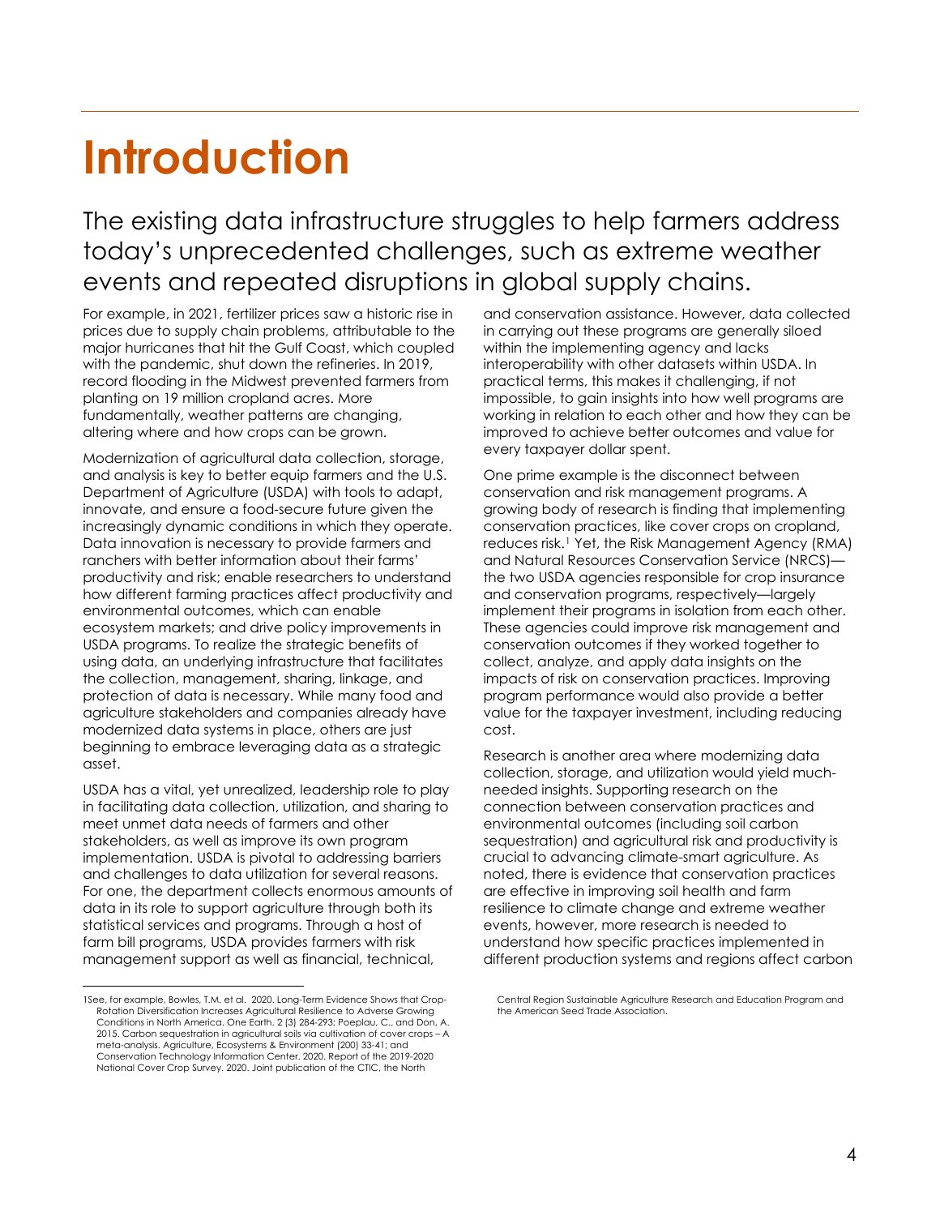# Introduction

## The existing data infrastructure struggles to help farmers address today's unprecedented challenges, such as extreme weather events and repeated disruptions in global supply chains.

For example, in 2021, fertilizer prices saw a historic rise in prices due to supply chain problems, attributable to the major hurricanes that hit the Gulf Coast, which coupled with the pandemic, shut down the refineries. In 2019, record flooding in the Midwest prevented farmers from planting on 19 million cropland acres. More fundamentally, weather patterns are changing, altering where and how crops can be grown.

Modernization of agricultural data collection, storage, and analysis is key to better equip farmers and the U.S. Department of Agriculture (USDA) with tools to adapt, innovate, and ensure a food-secure future given the increasingly dynamic conditions in which they operate. Data innovation is necessary to provide farmers and ranchers with better information about their farms' productivity and risk; enable researchers to understand how different farming practices affect productivity and environmental outcomes, which can enable ecosystem markets; and drive policy improvements in USDA programs. To realize the strategic benefits of using data, an underlying infrastructure that facilitates the collection, management, sharing, linkage, and protection of data is necessary. While many food and agriculture stakeholders and companies already have modernized data systems in place, others are just beginning to embrace leveraging data as a strategic asset.

USDA has a vital, yet unrealized, leadership role to play in facilitating data collection, utilization, and sharing to meet unmet data needs of farmers and other stakeholders, as well as improve its own program implementation. USDA is pivotal to addressing barriers and challenges to data utilization for several reasons. For one, the department collects enormous amounts of data in its role to support agriculture through both its statistical services and programs. Through a host of farm bill programs, USDA provides farmers with risk management support as well as financial, technical, and conservation assistance. However, data collected in carrying out these programs are generally siloed within the implementing agency and lacks interoperability with other datasets within USDA. In practical terms, this makes it challenging, if not impossible, to gain insights into how well programs are working in relation to each other and how they can be improved to achieve better outcomes and value for every taxpayer dollar spent.

One prime example is the disconnect between conservation and risk management programs. A growing body of research is finding that implementing conservation practices, like cover crops on cropland, reduces risk.[1] Yet, the Risk Management Agency (RMA) and Natural Resources Conservation Service (NRCS)—the two USDA agencies responsible for crop insurance and conservation programs, respectively—largely implement their programs in isolation from each other. These agencies could improve risk management and conservation outcomes if they worked together to collect, analyze, and apply data insights on the impacts of risk on conservation practices. Improving program performance would also provide a better value for the taxpayer investment, including reducing cost.

Research is another area where modernizing data collection, storage, and utilization would yield much-needed insights. Supporting research on the connection between conservation practices and environmental outcomes (including soil carbon sequestration) and agricultural risk and productivity is crucial to advancing climate-smart agriculture. As noted, there is evidence that conservation practices are effective in improving soil health and farm resilience to climate change and extreme weather events, however, more research is needed to understand how specific practices implemented in different production systems and regions affect carbon

---

1 See, for example, Bowles, T.M. et al. 2020. Long-Term Evidence Shows that Crop-Rotation Diversification Increases Agricultural Resilience to Adverse Growing Conditions in North America. One Earth. 2 (3) 284-293; Poeplau, C., and Don, A. 2015. Carbon sequestration in agricultural soils via cultivation of cover crops – A meta-analysis. Agriculture, Ecosystems & Environment (200) 33-41; and Conservation Technology Information Center. 2020. Report of the 2019-2020 National Cover Crop Survey. 2020. Joint publication of the CTIC, the North Central Region Sustainable Agriculture Research and Education Program and the American Seed Trade Association.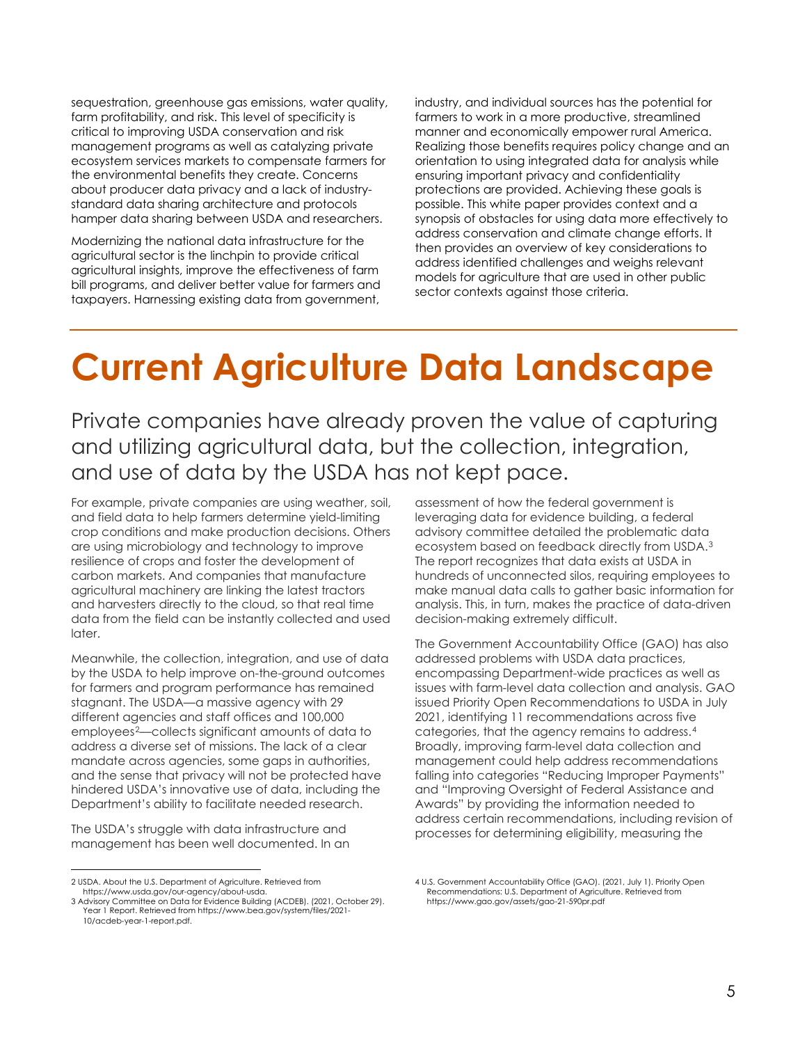sequestration, greenhouse gas emissions, water quality, farm profitability, and risk. This level of specificity is critical to improving USDA conservation and risk management programs as well as catalyzing private ecosystem services markets to compensate farmers for the environmental benefits they create. Concerns about producer data privacy and a lack of industry-standard data sharing architecture and protocols hamper data sharing between USDA and researchers.

Modernizing the national data infrastructure for the agricultural sector is the linchpin to provide critical agricultural insights, improve the effectiveness of farm bill programs, and deliver better value for farmers and taxpayers. Harnessing existing data from government, industry, and individual sources has the potential for farmers to work in a more productive, streamlined manner and economically empower rural America. Realizing those benefits requires policy change and an orientation to using integrated data for analysis while ensuring important privacy and confidentiality protections are provided. Achieving these goals is possible. This white paper provides context and a synopsis of obstacles for using data more effectively to address conservation and climate change efforts. It then provides an overview of key considerations to address identified challenges and weighs relevant models for agriculture that are used in other public sector contexts against those criteria.

# Current Agriculture Data Landscape

## Private companies have already proven the value of capturing and utilizing agricultural data, but the collection, integration, and use of data by the USDA has not kept pace.

For example, private companies are using weather, soil, and field data to help farmers determine yield-limiting crop conditions and make production decisions. Others are using microbiology and technology to improve resilience of crops and foster the development of carbon markets. And companies that manufacture agricultural machinery are linking the latest tractors and harvesters directly to the cloud, so that real time data from the field can be instantly collected and used later.

Meanwhile, the collection, integration, and use of data by the USDA to help improve on-the-ground outcomes for farmers and program performance has remained stagnant. The USDA—a massive agency with 29 different agencies and staff offices and 100,000 employees[2]—collects significant amounts of data to address a diverse set of missions. The lack of a clear mandate across agencies, some gaps in authorities, and the sense that privacy will not be protected have hindered USDA's innovative use of data, including the Department's ability to facilitate needed research.

The USDA's struggle with data infrastructure and management has been well documented. In an assessment of how the federal government is leveraging data for evidence building, a federal advisory committee detailed the problematic data ecosystem based on feedback directly from USDA.[3] The report recognizes that data exists at USDA in hundreds of unconnected silos, requiring employees to make manual data calls to gather basic information for analysis. This, in turn, makes the practice of data-driven decision-making extremely difficult.

The Government Accountability Office (GAO) has also addressed problems with USDA data practices, encompassing Department-wide practices as well as issues with farm-level data collection and analysis. GAO issued Priority Open Recommendations to USDA in July 2021, identifying 11 recommendations across five categories, that the agency remains to address.[4] Broadly, improving farm-level data collection and management could help address recommendations falling into categories "Reducing Improper Payments" and "Improving Oversight of Federal Assistance and Awards" by providing the information needed to address certain recommendations, including revision of processes for determining eligibility, measuring the

---

2 USDA. About the U.S. Department of Agriculture. Retrieved from https://www.usda.gov/our-agency/about-usda.

3 Advisory Committee on Data for Evidence Building (ACDEB). (2021, October 29). Year 1 Report. Retrieved from https://www.bea.gov/system/files/2021-10/acdeb-year-1-report.pdf.

4 U.S. Government Accountability Office (GAO). (2021, July 1). Priority Open Recommendations: U.S. Department of Agriculture. Retrieved from https://www.gao.gov/assets/gao-21-590pr.pdf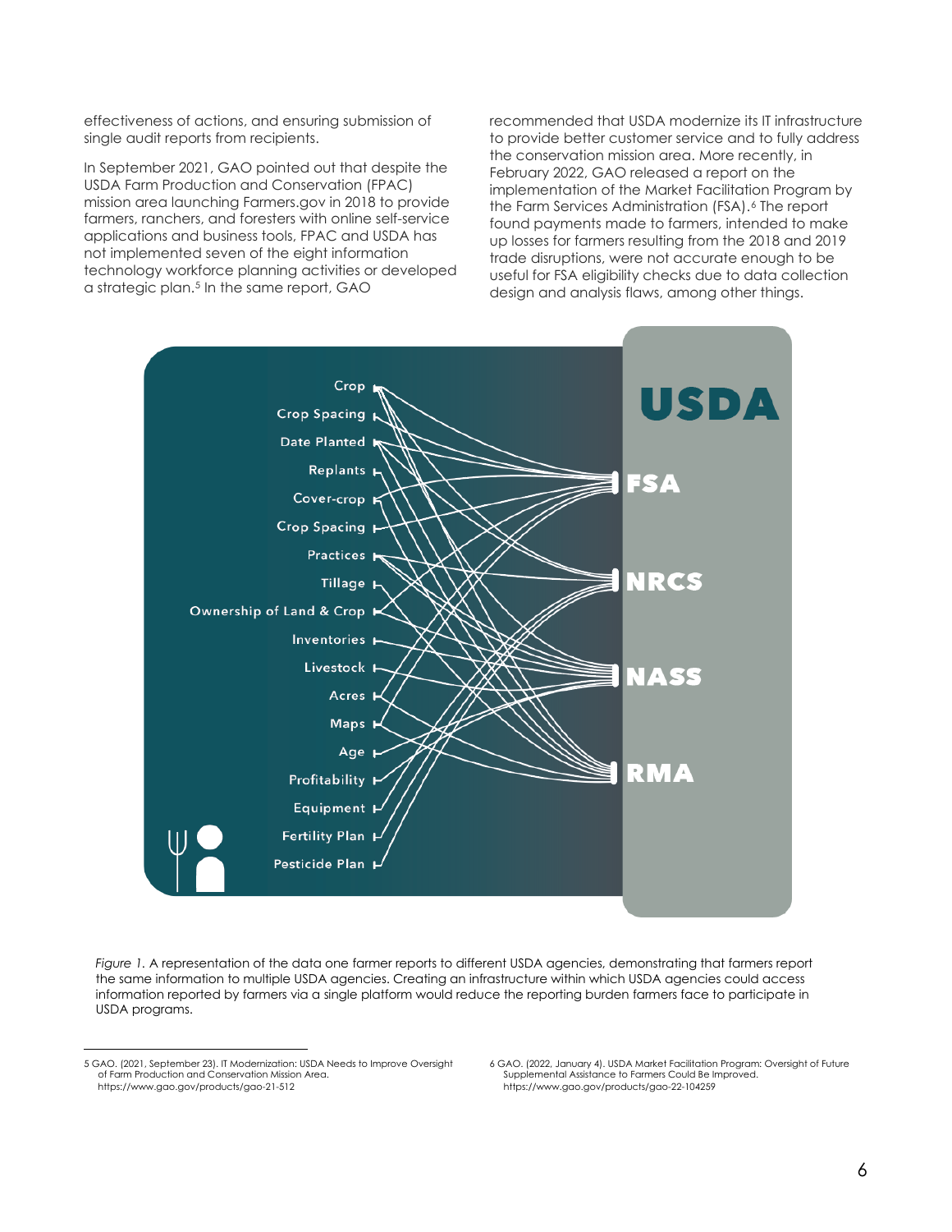effectiveness of actions, and ensuring submission of single audit reports from recipients.

In September 2021, GAO pointed out that despite the USDA Farm Production and Conservation (FPAC) mission area launching Farmers.gov in 2018 to provide farmers, ranchers, and foresters with online self-service applications and business tools, FPAC and USDA has not implemented seven of the eight information technology workforce planning activities or developed a strategic plan.[5] In the same report, GAO recommended that USDA modernize its IT infrastructure to provide better customer service and to fully address the conservation mission area. More recently, in February 2022, GAO released a report on the implementation of the Market Facilitation Program by the Farm Services Administration (FSA).[6] The report found payments made to farmers, intended to make up losses for farmers resulting from the 2018 and 2019 trade disruptions, were not accurate enough to be useful for FSA eligibility checks due to data collection design and analysis flaws, among other things.

*Figure 1.* A representation of the data one farmer reports to different USDA agencies, demonstrating that farmers report the same information to multiple USDA agencies. Creating an infrastructure within which USDA agencies could access information reported by farmers via a single platform would reduce the reporting burden farmers face to participate in USDA programs.

5 GAO. (2021, September 23). IT Modernization: USDA Needs to Improve Oversight of Farm Production and Conservation Mission Area. https://www.gao.gov/products/gao-21-512

6 GAO. (2022, January 4). USDA Market Facilitation Program: Oversight of Future Supplemental Assistance to Farmers Could Be Improved. https://www.gao.gov/products/gao-22-104259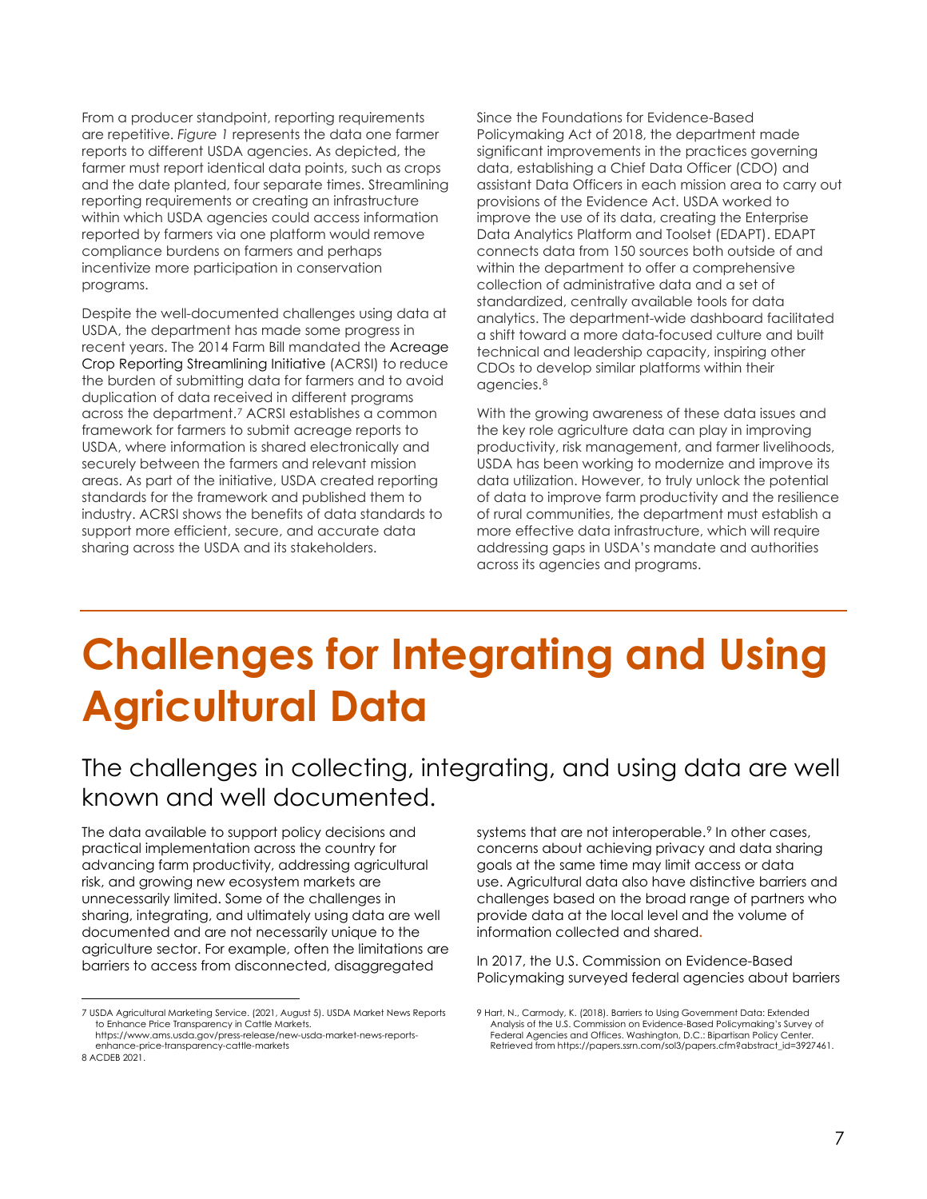From a producer standpoint, reporting requirements are repetitive. *Figure 1* represents the data one farmer reports to different USDA agencies. As depicted, the farmer must report identical data points, such as crops and the date planted, four separate times. Streamlining reporting requirements or creating an infrastructure within which USDA agencies could access information reported by farmers via one platform would remove compliance burdens on farmers and perhaps incentivize more participation in conservation programs.

Despite the well-documented challenges using data at USDA, the department has made some progress in recent years. The 2014 Farm Bill mandated the Acreage Crop Reporting Streamlining Initiative (ACRSI) to reduce the burden of submitting data for farmers and to avoid duplication of data received in different programs across the department.[7] ACRSI establishes a common framework for farmers to submit acreage reports to USDA, where information is shared electronically and securely between the farmers and relevant mission areas. As part of the initiative, USDA created reporting standards for the framework and published them to industry. ACRSI shows the benefits of data standards to support more efficient, secure, and accurate data sharing across the USDA and its stakeholders.

Since the Foundations for Evidence-Based Policymaking Act of 2018, the department made significant improvements in the practices governing data, establishing a Chief Data Officer (CDO) and assistant Data Officers in each mission area to carry out provisions of the Evidence Act. USDA worked to improve the use of its data, creating the Enterprise Data Analytics Platform and Toolset (EDAPT). EDAPT connects data from 150 sources both outside of and within the department to offer a comprehensive collection of administrative data and a set of standardized, centrally available tools for data analytics. The department-wide dashboard facilitated a shift toward a more data-focused culture and built technical and leadership capacity, inspiring other CDOs to develop similar platforms within their agencies.[8]

With the growing awareness of these data issues and the key role agriculture data can play in improving productivity, risk management, and farmer livelihoods, USDA has been working to modernize and improve its data utilization. However, to truly unlock the potential of data to improve farm productivity and the resilience of rural communities, the department must establish a more effective data infrastructure, which will require addressing gaps in USDA's mandate and authorities across its agencies and programs.

# Challenges for Integrating and Using Agricultural Data

## The challenges in collecting, integrating, and using data are well known and well documented.

The data available to support policy decisions and practical implementation across the country for advancing farm productivity, addressing agricultural risk, and growing new ecosystem markets are unnecessarily limited. Some of the challenges in sharing, integrating, and ultimately using data are well documented and are not necessarily unique to the agriculture sector. For example, often the limitations are barriers to access from disconnected, disaggregated systems that are not interoperable.[9] In other cases, concerns about achieving privacy and data sharing goals at the same time may limit access or data use. Agricultural data also have distinctive barriers and challenges based on the broad range of partners who provide data at the local level and the volume of information collected and shared.

In 2017, the U.S. Commission on Evidence-Based Policymaking surveyed federal agencies about barriers

---

7 USDA Agricultural Marketing Service. (2021, August 5). USDA Market News Reports to Enhance Price Transparency in Cattle Markets. https://www.ams.usda.gov/press-release/new-usda-market-news-reports-enhance-price-transparency-cattle-markets

8 ACDEB 2021.

9 Hart, N., Carmody, K. (2018). Barriers to Using Government Data: Extended Analysis of the U.S. Commission on Evidence-Based Policymaking's Survey of Federal Agencies and Offices. Washington, D.C.: Bipartisan Policy Center. Retrieved from https://papers.ssrn.com/sol3/papers.cfm?abstract_id=3927461.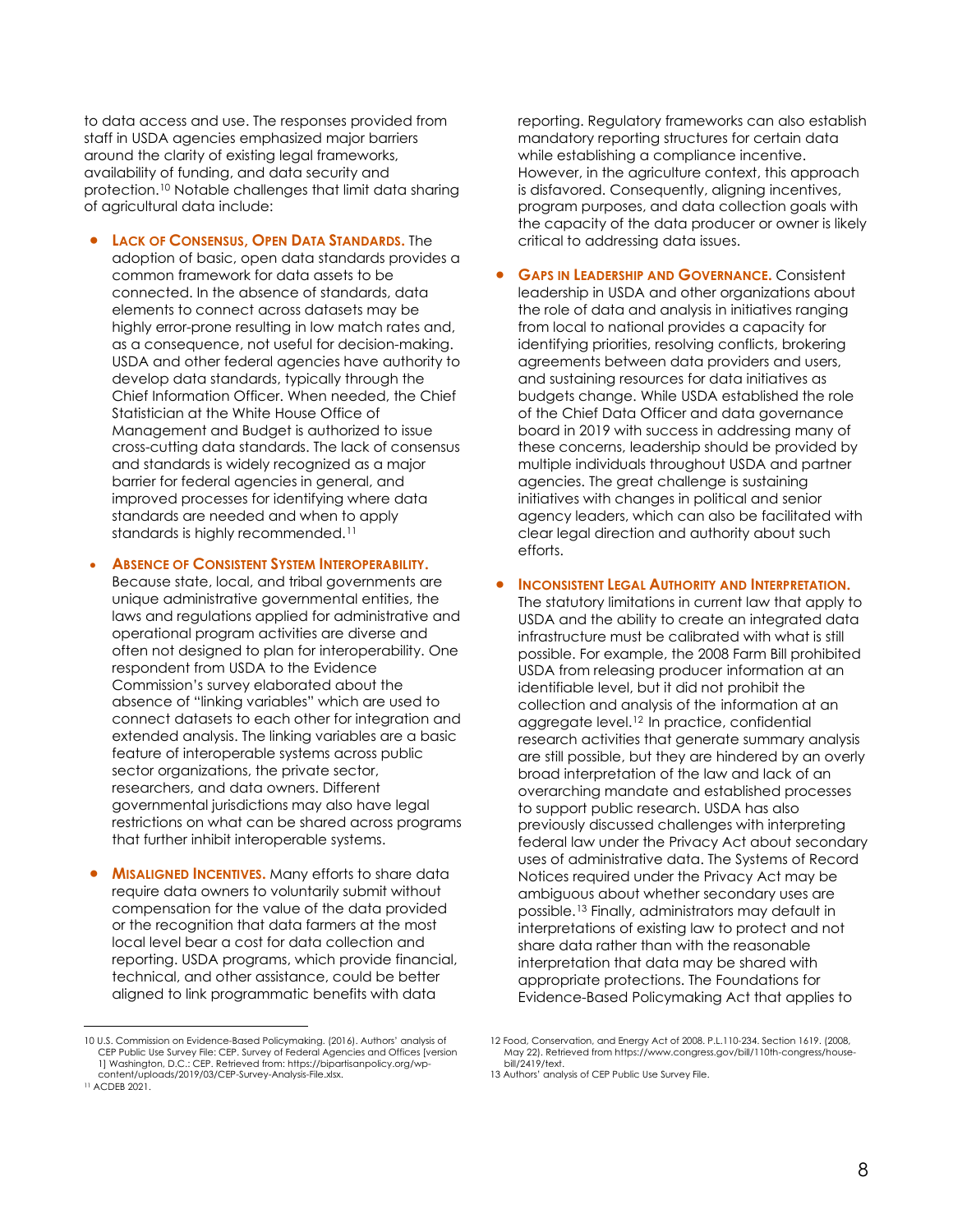to data access and use. The responses provided from staff in USDA agencies emphasized major barriers around the clarity of existing legal frameworks, availability of funding, and data security and protection.[10] Notable challenges that limit data sharing of agricultural data include:

- **LACK OF CONSENSUS, OPEN DATA STANDARDS.** The adoption of basic, open data standards provides a common framework for data assets to be connected. In the absence of standards, data elements to connect across datasets may be highly error-prone resulting in low match rates and, as a consequence, not useful for decision-making. USDA and other federal agencies have authority to develop data standards, typically through the Chief Information Officer. When needed, the Chief Statistician at the White House Office of Management and Budget is authorized to issue cross-cutting data standards. The lack of consensus and standards is widely recognized as a major barrier for federal agencies in general, and improved processes for identifying where data standards are needed and when to apply standards is highly recommended.[11]

- **ABSENCE OF CONSISTENT SYSTEM INTEROPERABILITY.** Because state, local, and tribal governments are unique administrative governmental entities, the laws and regulations applied for administrative and operational program activities are diverse and often not designed to plan for interoperability. One respondent from USDA to the Evidence Commission's survey elaborated about the absence of "linking variables" which are used to connect datasets to each other for integration and extended analysis. The linking variables are a basic feature of interoperable systems across public sector organizations, the private sector, researchers, and data owners. Different governmental jurisdictions may also have legal restrictions on what can be shared across programs that further inhibit interoperable systems.

- **MISALIGNED INCENTIVES.** Many efforts to share data require data owners to voluntarily submit without compensation for the value of the data provided or the recognition that data farmers at the most local level bear a cost for data collection and reporting. USDA programs, which provide financial, technical, and other assistance, could be better aligned to link programmatic benefits with data reporting. Regulatory frameworks can also establish mandatory reporting structures for certain data while establishing a compliance incentive. However, in the agriculture context, this approach is disfavored. Consequently, aligning incentives, program purposes, and data collection goals with the capacity of the data producer or owner is likely critical to addressing data issues.

- **GAPS IN LEADERSHIP AND GOVERNANCE.** Consistent leadership in USDA and other organizations about the role of data and analysis in initiatives ranging from local to national provides a capacity for identifying priorities, resolving conflicts, brokering agreements between data providers and users, and sustaining resources for data initiatives as budgets change. While USDA established the role of the Chief Data Officer and data governance board in 2019 with success in addressing many of these concerns, leadership should be provided by multiple individuals throughout USDA and partner agencies. The great challenge is sustaining initiatives with changes in political and senior agency leaders, which can also be facilitated with clear legal direction and authority about such efforts.

- **INCONSISTENT LEGAL AUTHORITY AND INTERPRETATION.** The statutory limitations in current law that apply to USDA and the ability to create an integrated data infrastructure must be calibrated with what is still possible. For example, the 2008 Farm Bill prohibited USDA from releasing producer information at an identifiable level, but it did not prohibit the collection and analysis of the information at an aggregate level.[12] In practice, confidential research activities that generate summary analysis are still possible, but they are hindered by an overly broad interpretation of the law and lack of an overarching mandate and established processes to support public research. USDA has also previously discussed challenges with interpreting federal law under the Privacy Act about secondary uses of administrative data. The Systems of Record Notices required under the Privacy Act may be ambiguous about whether secondary uses are possible.[13] Finally, administrators may default in interpretations of existing law to protect and not share data rather than with the reasonable interpretation that data may be shared with appropriate protections. The Foundations for Evidence-Based Policymaking Act that applies to

---

10 U.S. Commission on Evidence-Based Policymaking. (2016). Authors' analysis of CEP Public Use Survey File: CEP. Survey of Federal Agencies and Offices [version 1] Washington, D.C.: CEP. Retrieved from: https://bipartisanpolicy.org/wp-content/uploads/2019/03/CEP-Survey-Analysis-File.xlsx.

11 ACDEB 2021.

12 Food, Conservation, and Energy Act of 2008. P.L.110-234. Section 1619. (2008, May 22). Retrieved from https://www.congress.gov/bill/110th-congress/house-bill/2419/text.

13 Authors' analysis of CEP Public Use Survey File.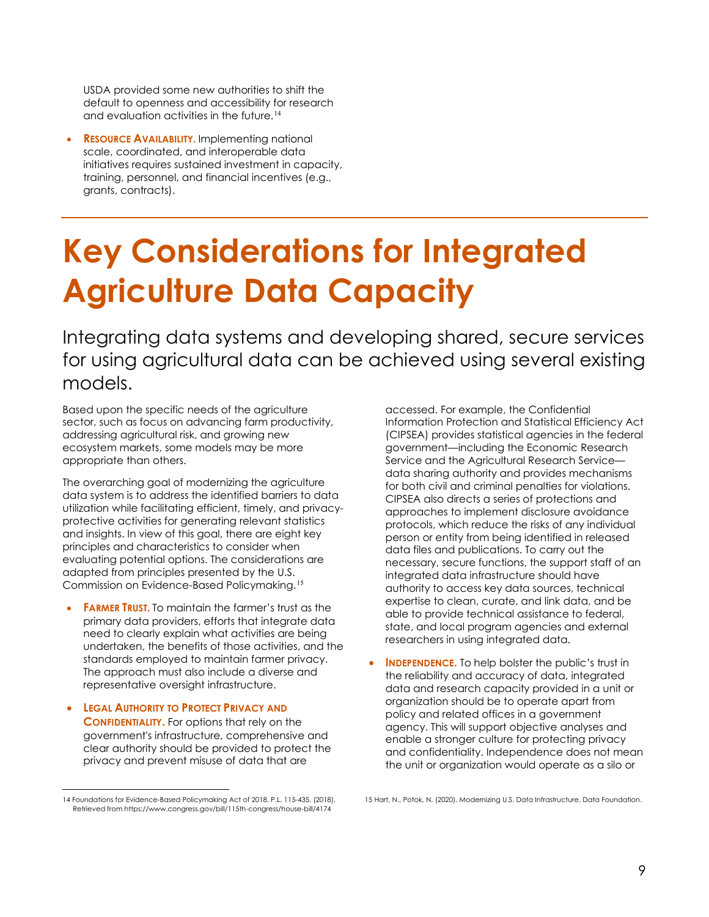USDA provided some new authorities to shift the default to openness and accessibility for research and evaluation activities in the future.[14]

- **Resource Availability.** Implementing national scale, coordinated, and interoperable data initiatives requires sustained investment in capacity, training, personnel, and financial incentives (e.g., grants, contracts).

# Key Considerations for Integrated Agriculture Data Capacity

## Integrating data systems and developing shared, secure services for using agricultural data can be achieved using several existing models.

Based upon the specific needs of the agriculture sector, such as focus on advancing farm productivity, addressing agricultural risk, and growing new ecosystem markets, some models may be more appropriate than others.

The overarching goal of modernizing the agriculture data system is to address the identified barriers to data utilization while facilitating efficient, timely, and privacy-protective activities for generating relevant statistics and insights. In view of this goal, there are eight key principles and characteristics to consider when evaluating potential options. The considerations are adapted from principles presented by the U.S. Commission on Evidence-Based Policymaking.[15]

- **Farmer Trust.** To maintain the farmer's trust as the primary data providers, efforts that integrate data need to clearly explain what activities are being undertaken, the benefits of those activities, and the standards employed to maintain farmer privacy. The approach must also include a diverse and representative oversight infrastructure.
- **Legal Authority to Protect Privacy and Confidentiality.** For options that rely on the government's infrastructure, comprehensive and clear authority should be provided to protect the privacy and prevent misuse of data that are accessed. For example, the Confidential Information Protection and Statistical Efficiency Act (CIPSEA) provides statistical agencies in the federal government—including the Economic Research Service and the Agricultural Research Service—data sharing authority and provides mechanisms for both civil and criminal penalties for violations. CIPSEA also directs a series of protections and approaches to implement disclosure avoidance protocols, which reduce the risks of any individual person or entity from being identified in released data files and publications. To carry out the necessary, secure functions, the support staff of an integrated data infrastructure should have authority to access key data sources, technical expertise to clean, curate, and link data, and be able to provide technical assistance to federal, state, and local program agencies and external researchers in using integrated data.
- **Independence.** To help bolster the public's trust in the reliability and accuracy of data, integrated data and research capacity provided in a unit or organization should be to operate apart from policy and related offices in a government agency. This will support objective analyses and enable a stronger culture for protecting privacy and confidentiality. Independence does not mean the unit or organization would operate as a silo or

---

14 Foundations for Evidence-Based Policymaking Act of 2018. P.L. 115-435. (2018). Retrieved from https://www.congress.gov/bill/115th-congress/house-bill/4174

15 Hart, N., Potok, N. (2020). Modernizing U.S. Data Infrastructure. Data Foundation.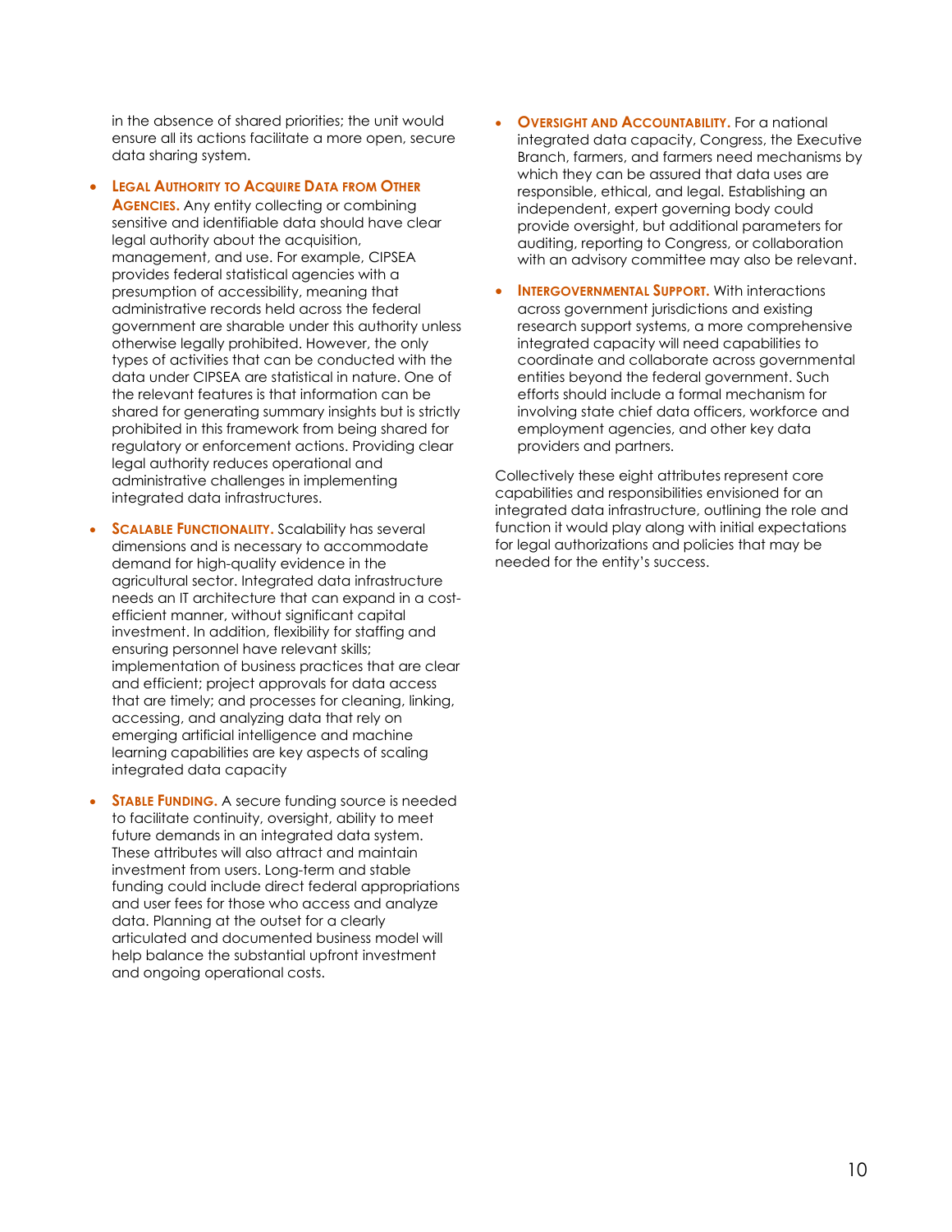in the absence of shared priorities; the unit would ensure all its actions facilitate a more open, secure data sharing system.

- **Legal Authority to Acquire Data from Other Agencies.** Any entity collecting or combining sensitive and identifiable data should have clear legal authority about the acquisition, management, and use. For example, CIPSEA provides federal statistical agencies with a presumption of accessibility, meaning that administrative records held across the federal government are sharable under this authority unless otherwise legally prohibited. However, the only types of activities that can be conducted with the data under CIPSEA are statistical in nature. One of the relevant features is that information can be shared for generating summary insights but is strictly prohibited in this framework from being shared for regulatory or enforcement actions. Providing clear legal authority reduces operational and administrative challenges in implementing integrated data infrastructures.

- **Scalable Functionality.** Scalability has several dimensions and is necessary to accommodate demand for high-quality evidence in the agricultural sector. Integrated data infrastructure needs an IT architecture that can expand in a cost-efficient manner, without significant capital investment. In addition, flexibility for staffing and ensuring personnel have relevant skills; implementation of business practices that are clear and efficient; project approvals for data access that are timely; and processes for cleaning, linking, accessing, and analyzing data that rely on emerging artificial intelligence and machine learning capabilities are key aspects of scaling integrated data capacity

- **Stable Funding.** A secure funding source is needed to facilitate continuity, oversight, ability to meet future demands in an integrated data system. These attributes will also attract and maintain investment from users. Long-term and stable funding could include direct federal appropriations and user fees for those who access and analyze data. Planning at the outset for a clearly articulated and documented business model will help balance the substantial upfront investment and ongoing operational costs.

- **Oversight and Accountability.** For a national integrated data capacity, Congress, the Executive Branch, farmers, and farmers need mechanisms by which they can be assured that data uses are responsible, ethical, and legal. Establishing an independent, expert governing body could provide oversight, but additional parameters for auditing, reporting to Congress, or collaboration with an advisory committee may also be relevant.

- **Intergovernmental Support.** With interactions across government jurisdictions and existing research support systems, a more comprehensive integrated capacity will need capabilities to coordinate and collaborate across governmental entities beyond the federal government. Such efforts should include a formal mechanism for involving state chief data officers, workforce and employment agencies, and other key data providers and partners.

Collectively these eight attributes represent core capabilities and responsibilities envisioned for an integrated data infrastructure, outlining the role and function it would play along with initial expectations for legal authorizations and policies that may be needed for the entity's success.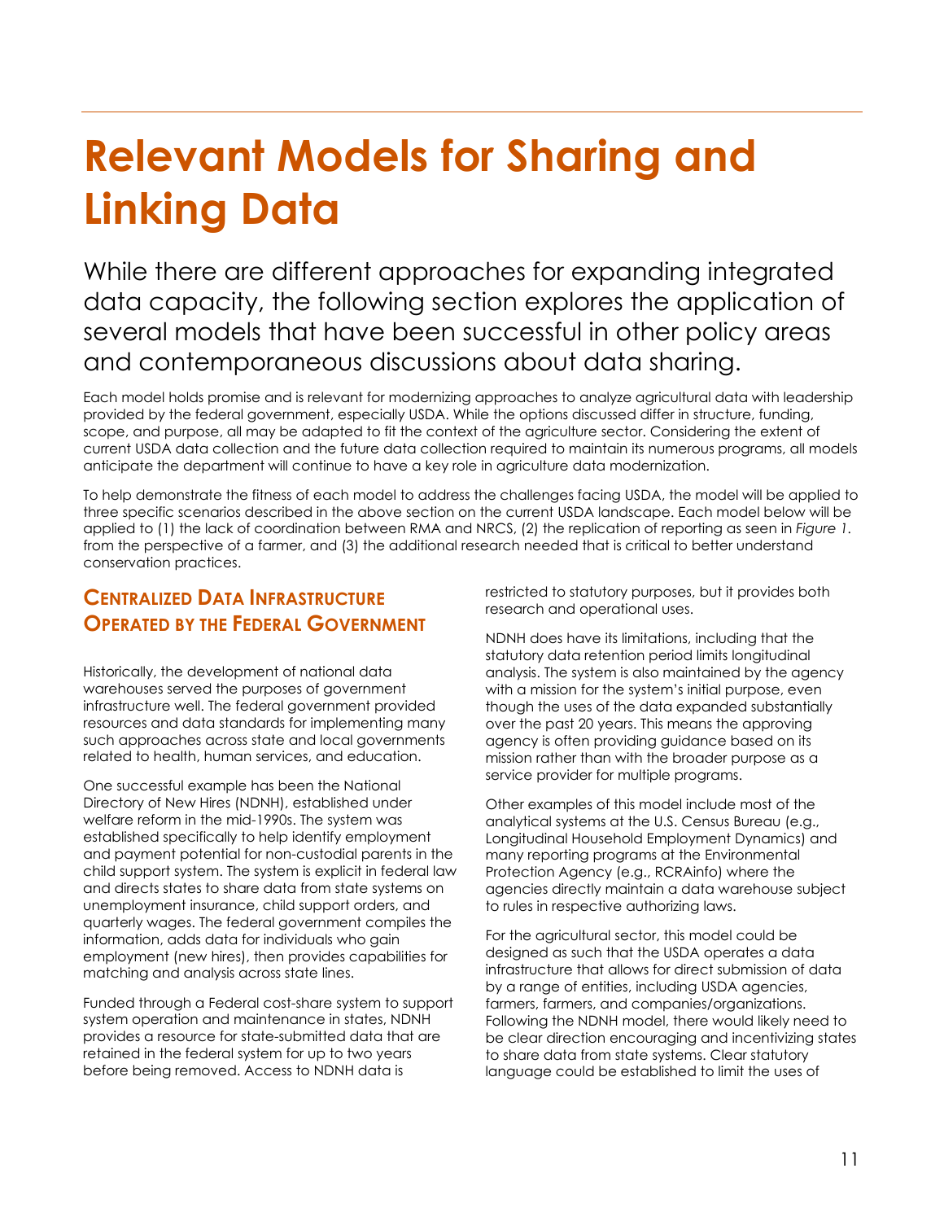# Relevant Models for Sharing and Linking Data

While there are different approaches for expanding integrated data capacity, the following section explores the application of several models that have been successful in other policy areas and contemporaneous discussions about data sharing.

Each model holds promise and is relevant for modernizing approaches to analyze agricultural data with leadership provided by the federal government, especially USDA. While the options discussed differ in structure, funding, scope, and purpose, all may be adapted to fit the context of the agriculture sector. Considering the extent of current USDA data collection and the future data collection required to maintain its numerous programs, all models anticipate the department will continue to have a key role in agriculture data modernization.

To help demonstrate the fitness of each model to address the challenges facing USDA, the model will be applied to three specific scenarios described in the above section on the current USDA landscape. Each model below will be applied to (1) the lack of coordination between RMA and NRCS, (2) the replication of reporting as seen in *Figure 1*. from the perspective of a farmer, and (3) the additional research needed that is critical to better understand conservation practices.

## Centralized Data Infrastructure Operated by the Federal Government

Historically, the development of national data warehouses served the purposes of government infrastructure well. The federal government provided resources and data standards for implementing many such approaches across state and local governments related to health, human services, and education.

One successful example has been the National Directory of New Hires (NDNH), established under welfare reform in the mid-1990s. The system was established specifically to help identify employment and payment potential for non-custodial parents in the child support system. The system is explicit in federal law and directs states to share data from state systems on unemployment insurance, child support orders, and quarterly wages. The federal government compiles the information, adds data for individuals who gain employment (new hires), then provides capabilities for matching and analysis across state lines.

Funded through a Federal cost-share system to support system operation and maintenance in states, NDNH provides a resource for state-submitted data that are retained in the federal system for up to two years before being removed. Access to NDNH data is restricted to statutory purposes, but it provides both research and operational uses.

NDNH does have its limitations, including that the statutory data retention period limits longitudinal analysis. The system is also maintained by the agency with a mission for the system's initial purpose, even though the uses of the data expanded substantially over the past 20 years. This means the approving agency is often providing guidance based on its mission rather than with the broader purpose as a service provider for multiple programs.

Other examples of this model include most of the analytical systems at the U.S. Census Bureau (e.g., Longitudinal Household Employment Dynamics) and many reporting programs at the Environmental Protection Agency (e.g., RCRAinfo) where the agencies directly maintain a data warehouse subject to rules in respective authorizing laws.

For the agricultural sector, this model could be designed as such that the USDA operates a data infrastructure that allows for direct submission of data by a range of entities, including USDA agencies, farmers, farmers, and companies/organizations. Following the NDNH model, there would likely need to be clear direction encouraging and incentivizing states to share data from state systems. Clear statutory language could be established to limit the uses of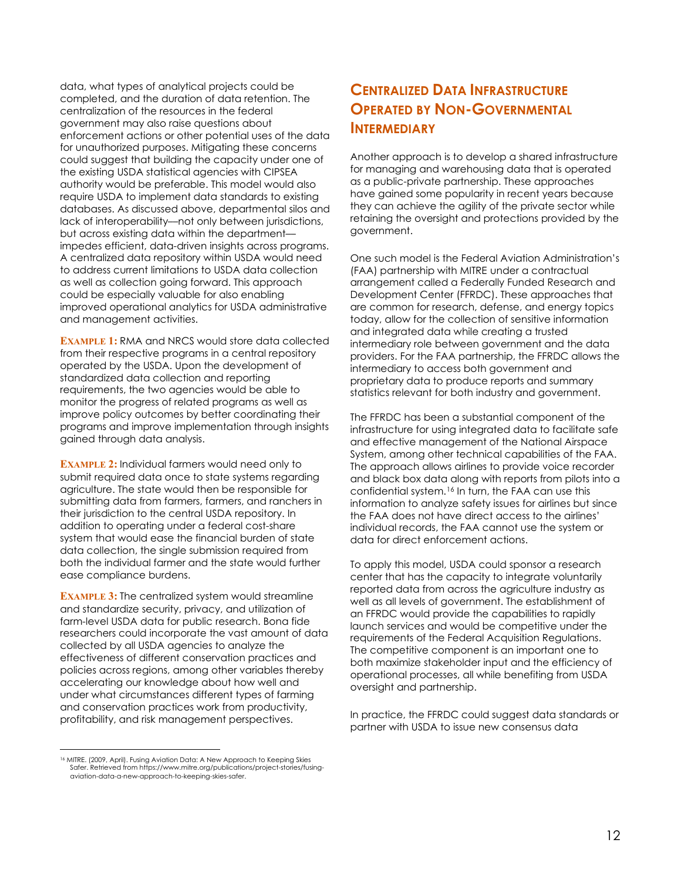data, what types of analytical projects could be completed, and the duration of data retention. The centralization of the resources in the federal government may also raise questions about enforcement actions or other potential uses of the data for unauthorized purposes. Mitigating these concerns could suggest that building the capacity under one of the existing USDA statistical agencies with CIPSEA authority would be preferable. This model would also require USDA to implement data standards to existing databases. As discussed above, departmental silos and lack of interoperability—not only between jurisdictions, but across existing data within the department—impedes efficient, data-driven insights across programs. A centralized data repository within USDA would need to address current limitations to USDA data collection as well as collection going forward. This approach could be especially valuable for also enabling improved operational analytics for USDA administrative and management activities.

**Example 1:** RMA and NRCS would store data collected from their respective programs in a central repository operated by the USDA. Upon the development of standardized data collection and reporting requirements, the two agencies would be able to monitor the progress of related programs as well as improve policy outcomes by better coordinating their programs and improve implementation through insights gained through data analysis.

**Example 2:** Individual farmers would need only to submit required data once to state systems regarding agriculture. The state would then be responsible for submitting data from farmers, farmers, and ranchers in their jurisdiction to the central USDA repository. In addition to operating under a federal cost-share system that would ease the financial burden of state data collection, the single submission required from both the individual farmer and the state would further ease compliance burdens.

**Example 3:** The centralized system would streamline and standardize security, privacy, and utilization of farm-level USDA data for public research. Bona fide researchers could incorporate the vast amount of data collected by all USDA agencies to analyze the effectiveness of different conservation practices and policies across regions, among other variables thereby accelerating our knowledge about how well and under what circumstances different types of farming and conservation practices work from productivity, profitability, and risk management perspectives.

## Centralized Data Infrastructure Operated by Non-Governmental Intermediary

Another approach is to develop a shared infrastructure for managing and warehousing data that is operated as a public-private partnership. These approaches have gained some popularity in recent years because they can achieve the agility of the private sector while retaining the oversight and protections provided by the government.

One such model is the Federal Aviation Administration's (FAA) partnership with MITRE under a contractual arrangement called a Federally Funded Research and Development Center (FFRDC). These approaches that are common for research, defense, and energy topics today, allow for the collection of sensitive information and integrated data while creating a trusted intermediary role between government and the data providers. For the FAA partnership, the FFRDC allows the intermediary to access both government and proprietary data to produce reports and summary statistics relevant for both industry and government.

The FFRDC has been a substantial component of the infrastructure for using integrated data to facilitate safe and effective management of the National Airspace System, among other technical capabilities of the FAA. The approach allows airlines to provide voice recorder and black box data along with reports from pilots into a confidential system.[16] In turn, the FAA can use this information to analyze safety issues for airlines but since the FAA does not have direct access to the airlines' individual records, the FAA cannot use the system or data for direct enforcement actions.

To apply this model, USDA could sponsor a research center that has the capacity to integrate voluntarily reported data from across the agriculture industry as well as all levels of government. The establishment of an FFRDC would provide the capabilities to rapidly launch services and would be competitive under the requirements of the Federal Acquisition Regulations. The competitive component is an important one to both maximize stakeholder input and the efficiency of operational processes, all while benefiting from USDA oversight and partnership.

In practice, the FFRDC could suggest data standards or partner with USDA to issue new consensus data

[16] MITRE. (2009, April). Fusing Aviation Data: A New Approach to Keeping Skies Safer. Retrieved from https://www.mitre.org/publications/project-stories/fusing-aviation-data-a-new-approach-to-keeping-skies-safer.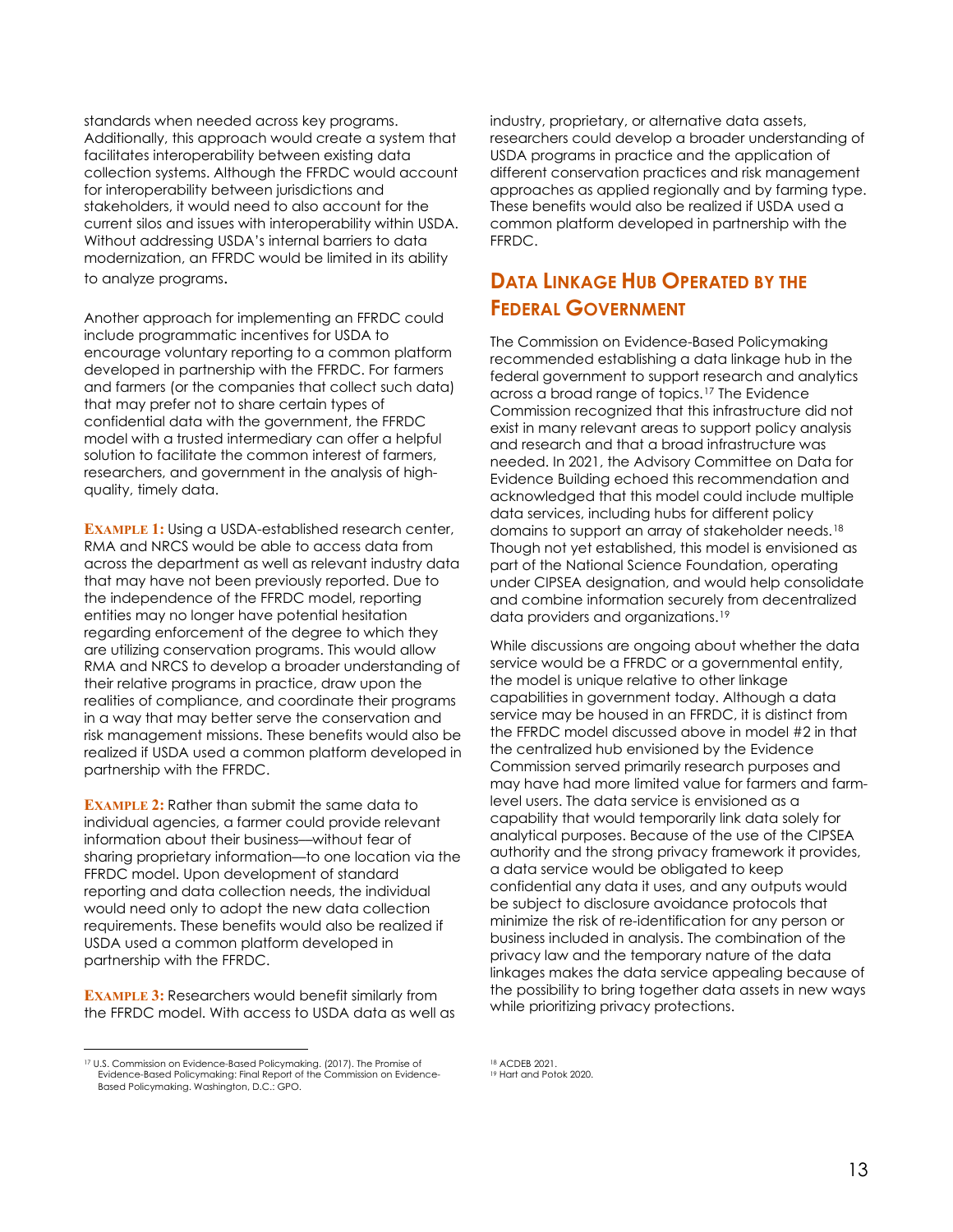standards when needed across key programs. Additionally, this approach would create a system that facilitates interoperability between existing data collection systems. Although the FFRDC would account for interoperability between jurisdictions and stakeholders, it would need to also account for the current silos and issues with interoperability within USDA. Without addressing USDA's internal barriers to data modernization, an FFRDC would be limited in its ability to analyze programs.

Another approach for implementing an FFRDC could include programmatic incentives for USDA to encourage voluntary reporting to a common platform developed in partnership with the FFRDC. For farmers and farmers (or the companies that collect such data) that may prefer not to share certain types of confidential data with the government, the FFRDC model with a trusted intermediary can offer a helpful solution to facilitate the common interest of farmers, researchers, and government in the analysis of high-quality, timely data.

**Example 1:** Using a USDA-established research center, RMA and NRCS would be able to access data from across the department as well as relevant industry data that may have not been previously reported. Due to the independence of the FFRDC model, reporting entities may no longer have potential hesitation regarding enforcement of the degree to which they are utilizing conservation programs. This would allow RMA and NRCS to develop a broader understanding of their relative programs in practice, draw upon the realities of compliance, and coordinate their programs in a way that may better serve the conservation and risk management missions. These benefits would also be realized if USDA used a common platform developed in partnership with the FFRDC.

**Example 2:** Rather than submit the same data to individual agencies, a farmer could provide relevant information about their business—without fear of sharing proprietary information—to one location via the FFRDC model. Upon development of standard reporting and data collection needs, the individual would need only to adopt the new data collection requirements. These benefits would also be realized if USDA used a common platform developed in partnership with the FFRDC.

**Example 3:** Researchers would benefit similarly from the FFRDC model. With access to USDA data as well as industry, proprietary, or alternative data assets, researchers could develop a broader understanding of USDA programs in practice and the application of different conservation practices and risk management approaches as applied regionally and by farming type. These benefits would also be realized if USDA used a common platform developed in partnership with the FFRDC.

## Data Linkage Hub Operated by the Federal Government

The Commission on Evidence-Based Policymaking recommended establishing a data linkage hub in the federal government to support research and analytics across a broad range of topics.[17] The Evidence Commission recognized that this infrastructure did not exist in many relevant areas to support policy analysis and research and that a broad infrastructure was needed. In 2021, the Advisory Committee on Data for Evidence Building echoed this recommendation and acknowledged that this model could include multiple data services, including hubs for different policy domains to support an array of stakeholder needs.[18] Though not yet established, this model is envisioned as part of the National Science Foundation, operating under CIPSEA designation, and would help consolidate and combine information securely from decentralized data providers and organizations.[19]

While discussions are ongoing about whether the data service would be a FFRDC or a governmental entity, the model is unique relative to other linkage capabilities in government today. Although a data service may be housed in an FFRDC, it is distinct from the FFRDC model discussed above in model #2 in that the centralized hub envisioned by the Evidence Commission served primarily research purposes and may have had more limited value for farmers and farm-level users. The data service is envisioned as a capability that would temporarily link data solely for analytical purposes. Because of the use of the CIPSEA authority and the strong privacy framework it provides, a data service would be obligated to keep confidential any data it uses, and any outputs would be subject to disclosure avoidance protocols that minimize the risk of re-identification for any person or business included in analysis. The combination of the privacy law and the temporary nature of the data linkages makes the data service appealing because of the possibility to bring together data assets in new ways while prioritizing privacy protections.

---

[17] U.S. Commission on Evidence-Based Policymaking. (2017). The Promise of Evidence-Based Policymaking: Final Report of the Commission on Evidence-Based Policymaking. Washington, D.C.: GPO.

[18] ACDEB 2021.

[19] Hart and Potok 2020.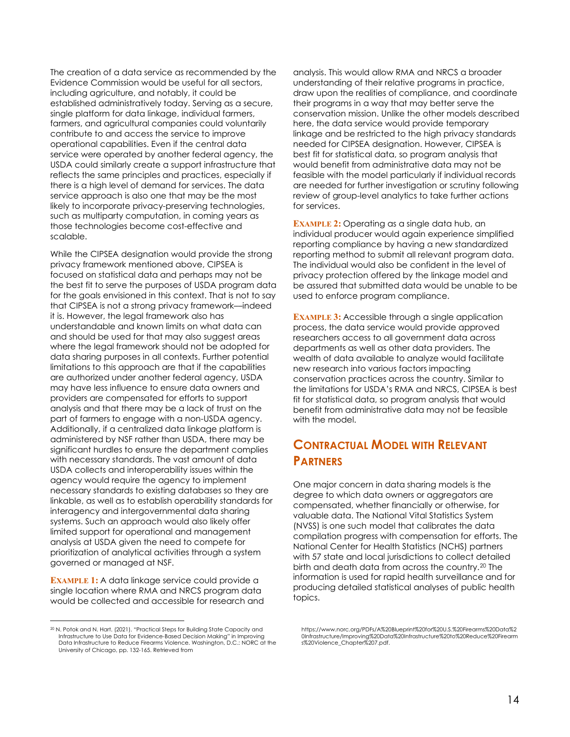The creation of a data service as recommended by the Evidence Commission would be useful for all sectors, including agriculture, and notably, it could be established administratively today. Serving as a secure, single platform for data linkage, individual farmers, farmers, and agricultural companies could voluntarily contribute to and access the service to improve operational capabilities. Even if the central data service were operated by another federal agency, the USDA could similarly create a support infrastructure that reflects the same principles and practices, especially if there is a high level of demand for services. The data service approach is also one that may be the most likely to incorporate privacy-preserving technologies, such as multiparty computation, in coming years as those technologies become cost-effective and scalable.

While the CIPSEA designation would provide the strong privacy framework mentioned above, CIPSEA is focused on statistical data and perhaps may not be the best fit to serve the purposes of USDA program data for the goals envisioned in this context. That is not to say that CIPSEA is not a strong privacy framework—indeed it is. However, the legal framework also has understandable and known limits on what data can and should be used for that may also suggest areas where the legal framework should not be adopted for data sharing purposes in all contexts. Further potential limitations to this approach are that if the capabilities are authorized under another federal agency, USDA may have less influence to ensure data owners and providers are compensated for efforts to support analysis and that there may be a lack of trust on the part of farmers to engage with a non-USDA agency. Additionally, if a centralized data linkage platform is administered by NSF rather than USDA, there may be significant hurdles to ensure the department complies with necessary standards. The vast amount of data USDA collects and interoperability issues within the agency would require the agency to implement necessary standards to existing databases so they are linkable, as well as to establish operability standards for interagency and intergovernmental data sharing systems. Such an approach would also likely offer limited support for operational and management analysis at USDA given the need to compete for prioritization of analytical activities through a system governed or managed at NSF.

**Example 1:** A data linkage service could provide a single location where RMA and NRCS program data would be collected and accessible for research and analysis. This would allow RMA and NRCS a broader understanding of their relative programs in practice, draw upon the realities of compliance, and coordinate their programs in a way that may better serve the conservation mission. Unlike the other models described here, the data service would provide temporary linkage and be restricted to the high privacy standards needed for CIPSEA designation. However, CIPSEA is best fit for statistical data, so program analysis that would benefit from administrative data may not be feasible with the model particularly if individual records are needed for further investigation or scrutiny following review of group-level analytics to take further actions for services.

**Example 2:** Operating as a single data hub, an individual producer would again experience simplified reporting compliance by having a new standardized reporting method to submit all relevant program data. The individual would also be confident in the level of privacy protection offered by the linkage model and be assured that submitted data would be unable to be used to enforce program compliance.

**Example 3:** Accessible through a single application process, the data service would provide approved researchers access to all government data across departments as well as other data providers. The wealth of data available to analyze would facilitate new research into various factors impacting conservation practices across the country. Similar to the limitations for USDA's RMA and NRCS, CIPSEA is best fit for statistical data, so program analysis that would benefit from administrative data may not be feasible with the model.

## Contractual Model with Relevant Partners

One major concern in data sharing models is the degree to which data owners or aggregators are compensated, whether financially or otherwise, for valuable data. The National Vital Statistics System (NVSS) is one such model that calibrates the data compilation progress with compensation for efforts. The National Center for Health Statistics (NCHS) partners with 57 state and local jurisdictions to collect detailed birth and death data from across the country.[20] The information is used for rapid health surveillance and for producing detailed statistical analyses of public health topics.

---

[20] N. Potok and N. Hart. (2021). "Practical Steps for Building State Capacity and Infrastructure to Use Data for Evidence-Based Decision Making" in Improving Data Infrastructure to Reduce Firearms Violence. Washington, D.C.: NORC at the University of Chicago, pp. 132-165. Retrieved from https://www.norc.org/PDFs/A%20Blueprint%20for%20U.S.%20Firearms%20Data%20Infrastructure/Improving%20Data%20Infrastructure%20to%20Reduce%20Firearms%20Violence_Chapter%207.pdf.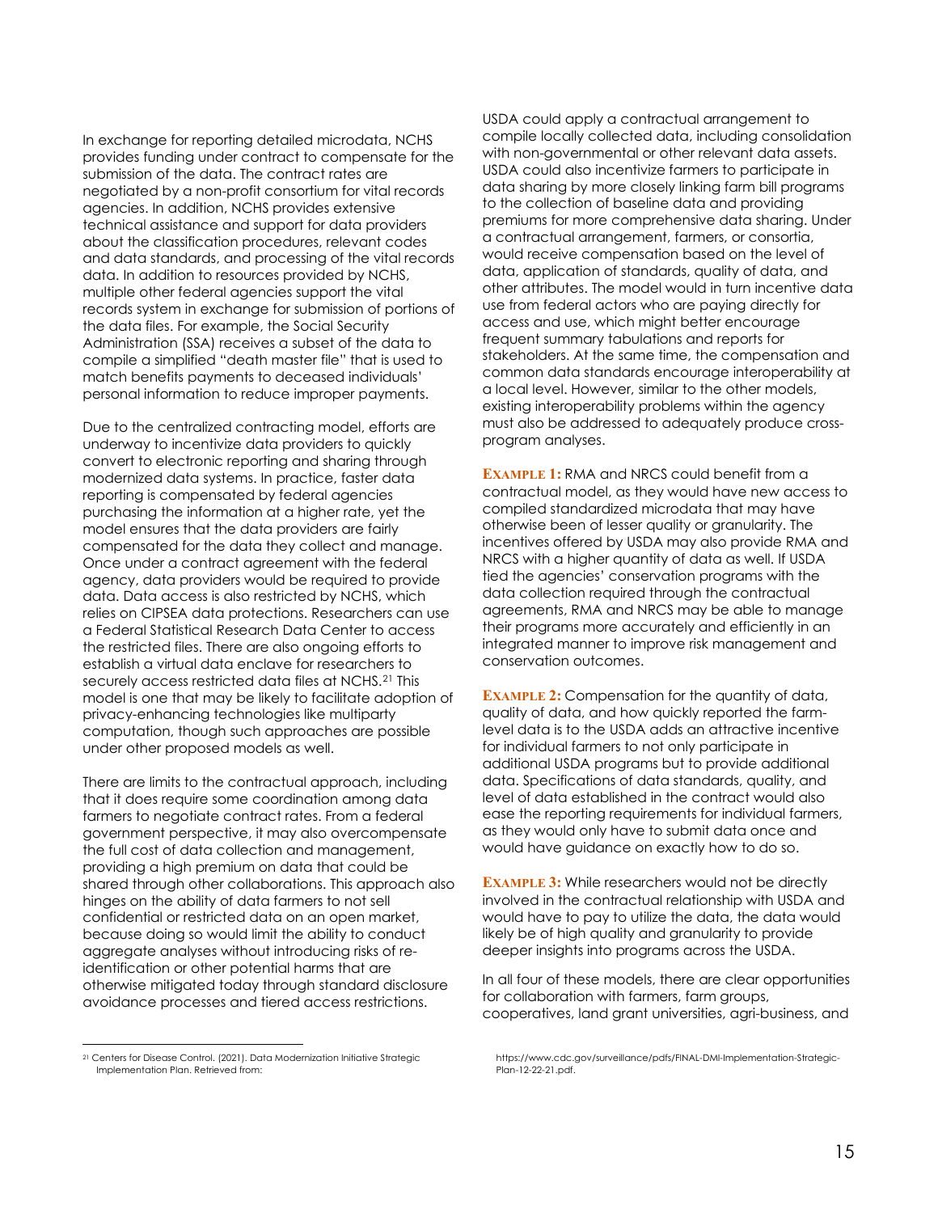In exchange for reporting detailed microdata, NCHS provides funding under contract to compensate for the submission of the data. The contract rates are negotiated by a non-profit consortium for vital records agencies. In addition, NCHS provides extensive technical assistance and support for data providers about the classification procedures, relevant codes and data standards, and processing of the vital records data. In addition to resources provided by NCHS, multiple other federal agencies support the vital records system in exchange for submission of portions of the data files. For example, the Social Security Administration (SSA) receives a subset of the data to compile a simplified "death master file" that is used to match benefits payments to deceased individuals' personal information to reduce improper payments.

Due to the centralized contracting model, efforts are underway to incentivize data providers to quickly convert to electronic reporting and sharing through modernized data systems. In practice, faster data reporting is compensated by federal agencies purchasing the information at a higher rate, yet the model ensures that the data providers are fairly compensated for the data they collect and manage. Once under a contract agreement with the federal agency, data providers would be required to provide data. Data access is also restricted by NCHS, which relies on CIPSEA data protections. Researchers can use a Federal Statistical Research Data Center to access the restricted files. There are also ongoing efforts to establish a virtual data enclave for researchers to securely access restricted data files at NCHS.[21] This model is one that may be likely to facilitate adoption of privacy-enhancing technologies like multiparty computation, though such approaches are possible under other proposed models as well.

There are limits to the contractual approach, including that it does require some coordination among data farmers to negotiate contract rates. From a federal government perspective, it may also overcompensate the full cost of data collection and management, providing a high premium on data that could be shared through other collaborations. This approach also hinges on the ability of data farmers to not sell confidential or restricted data on an open market, because doing so would limit the ability to conduct aggregate analyses without introducing risks of re-identification or other potential harms that are otherwise mitigated today through standard disclosure avoidance processes and tiered access restrictions.

USDA could apply a contractual arrangement to compile locally collected data, including consolidation with non-governmental or other relevant data assets. USDA could also incentivize farmers to participate in data sharing by more closely linking farm bill programs to the collection of baseline data and providing premiums for more comprehensive data sharing. Under a contractual arrangement, farmers, or consortia, would receive compensation based on the level of data, application of standards, quality of data, and other attributes. The model would in turn incentive data use from federal actors who are paying directly for access and use, which might better encourage frequent summary tabulations and reports for stakeholders. At the same time, the compensation and common data standards encourage interoperability at a local level. However, similar to the other models, existing interoperability problems within the agency must also be addressed to adequately produce cross-program analyses.

**Example 1:** RMA and NRCS could benefit from a contractual model, as they would have new access to compiled standardized microdata that may have otherwise been of lesser quality or granularity. The incentives offered by USDA may also provide RMA and NRCS with a higher quantity of data as well. If USDA tied the agencies' conservation programs with the data collection required through the contractual agreements, RMA and NRCS may be able to manage their programs more accurately and efficiently in an integrated manner to improve risk management and conservation outcomes.

**Example 2:** Compensation for the quantity of data, quality of data, and how quickly reported the farm-level data is to the USDA adds an attractive incentive for individual farmers to not only participate in additional USDA programs but to provide additional data. Specifications of data standards, quality, and level of data established in the contract would also ease the reporting requirements for individual farmers, as they would only have to submit data once and would have guidance on exactly how to do so.

**Example 3:** While researchers would not be directly involved in the contractual relationship with USDA and would have to pay to utilize the data, the data would likely be of high quality and granularity to provide deeper insights into programs across the USDA.

In all four of these models, there are clear opportunities for collaboration with farmers, farm groups, cooperatives, land grant universities, agri-business, and

---

[21] Centers for Disease Control. (2021). Data Modernization Initiative Strategic Implementation Plan. Retrieved from: https://www.cdc.gov/surveillance/pdfs/FINAL-DMI-Implementation-Strategic-Plan-12-22-21.pdf.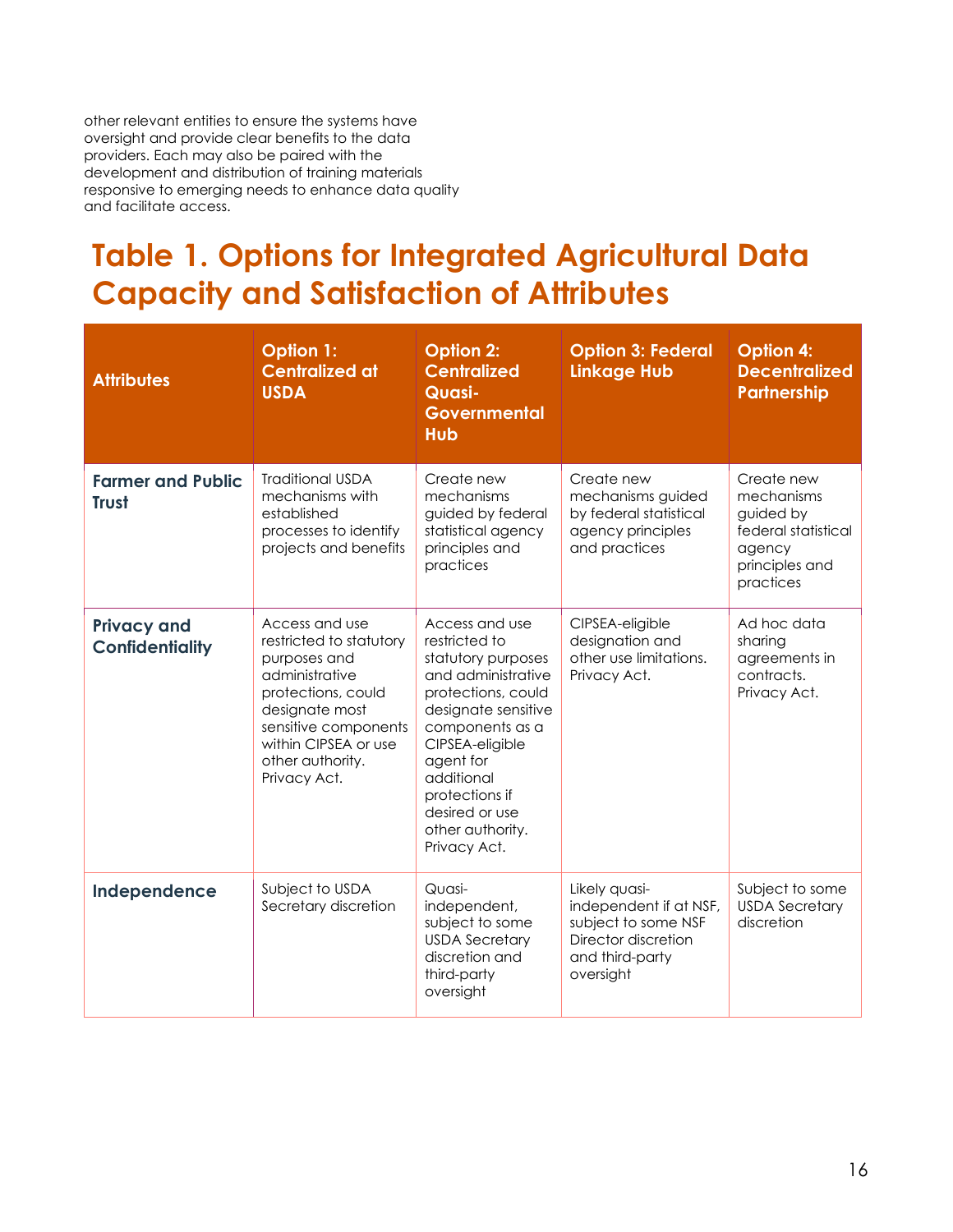other relevant entities to ensure the systems have oversight and provide clear benefits to the data providers. Each may also be paired with the development and distribution of training materials responsive to emerging needs to enhance data quality and facilitate access.

## Table 1. Options for Integrated Agricultural Data Capacity and Satisfaction of Attributes

| Attributes | Option 1: Centralized at USDA | Option 2: Centralized Quasi-Governmental Hub | Option 3: Federal Linkage Hub | Option 4: Decentralized Partnership |
|---|---|---|---|---|
| **Farmer and Public Trust** | Traditional USDA mechanisms with established processes to identify projects and benefits | Create new mechanisms guided by federal statistical agency principles and practices | Create new mechanisms guided by federal statistical agency principles and practices | Create new mechanisms guided by federal statistical agency principles and practices |
| **Privacy and Confidentiality** | Access and use restricted to statutory purposes and administrative protections, could designate most sensitive components within CIPSEA or use other authority. Privacy Act. | Access and use restricted to statutory purposes and administrative protections, could designate sensitive components as a CIPSEA-eligible agent for additional protections if desired or use other authority. Privacy Act. | CIPSEA-eligible designation and other use limitations. Privacy Act. | Ad hoc data sharing agreements in contracts. Privacy Act. |
| **Independence** | Subject to USDA Secretary discretion | Quasi-independent, subject to some USDA Secretary discretion and third-party oversight | Likely quasi-independent if at NSF, subject to some NSF Director discretion and third-party oversight | Subject to some USDA Secretary discretion |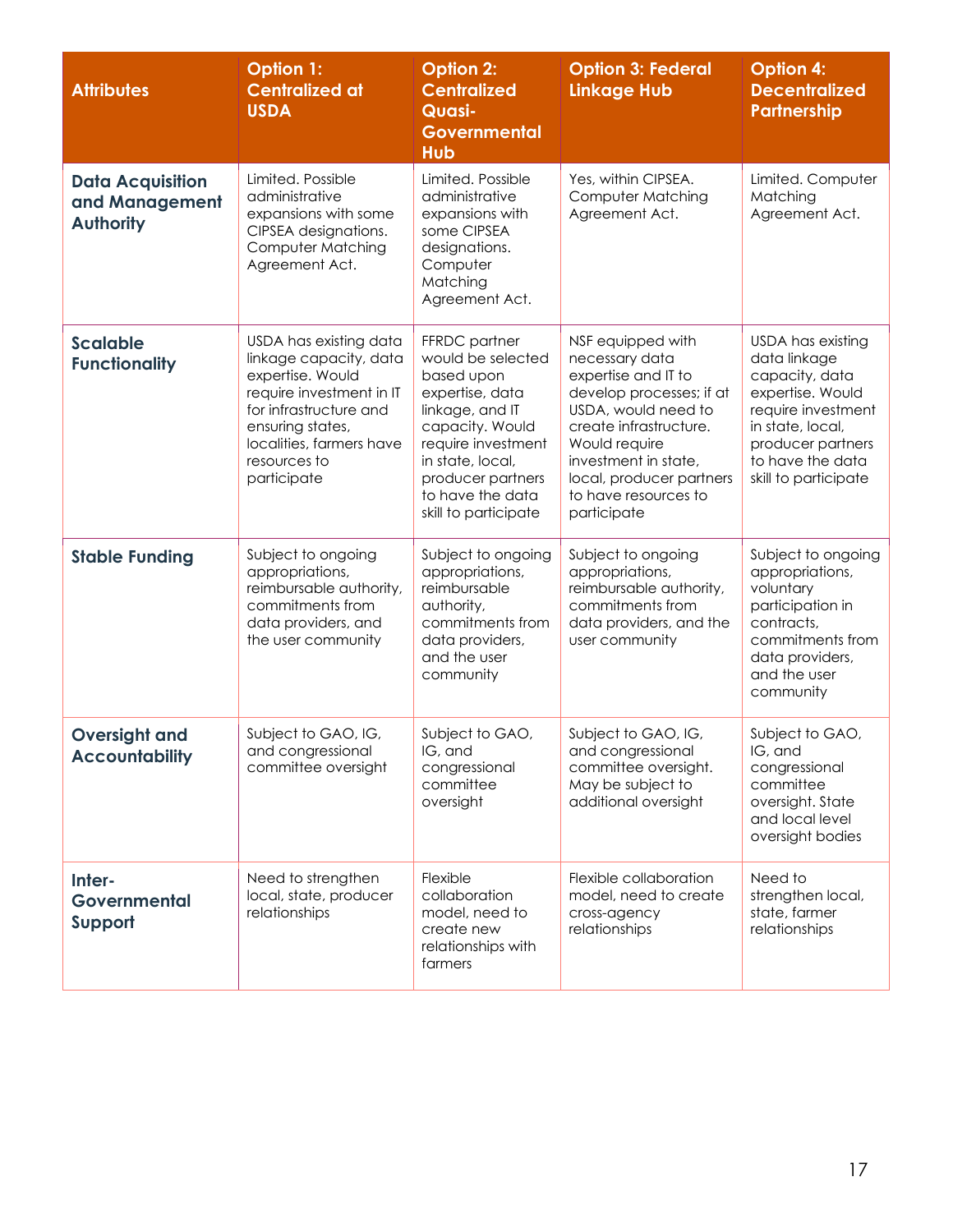| Attributes | Option 1: Centralized at USDA | Option 2: Centralized Quasi-Governmental Hub | Option 3: Federal Linkage Hub | Option 4: Decentralized Partnership |
| --- | --- | --- | --- | --- |
| **Data Acquisition and Management Authority** | Limited. Possible administrative expansions with some CIPSEA designations. Computer Matching Agreement Act. | Limited. Possible administrative expansions with some CIPSEA designations. Computer Matching Agreement Act. | Yes, within CIPSEA. Computer Matching Agreement Act. | Limited. Computer Matching Agreement Act. |
| **Scalable Functionality** | USDA has existing data linkage capacity, data expertise. Would require investment in IT for infrastructure and ensuring states, localities, farmers have resources to participate | FFRDC partner would be selected based upon expertise, data linkage, and IT capacity. Would require investment in state, local, producer partners to have the data skill to participate | NSF equipped with necessary data expertise and IT to develop processes; if at USDA, would need to create infrastructure. Would require investment in state, local, producer partners to have resources to participate | USDA has existing data linkage capacity, data expertise. Would require investment in state, local, producer partners to have the data skill to participate |
| **Stable Funding** | Subject to ongoing appropriations, reimbursable authority, commitments from data providers, and the user community | Subject to ongoing appropriations, reimbursable authority, commitments from data providers, and the user community | Subject to ongoing appropriations, reimbursable authority, commitments from data providers, and the user community | Subject to ongoing appropriations, voluntary participation in contracts, commitments from data providers, and the user community |
| **Oversight and Accountability** | Subject to GAO, IG, and congressional committee oversight | Subject to GAO, IG, and congressional committee oversight | Subject to GAO, IG, and congressional committee oversight. May be subject to additional oversight | Subject to GAO, IG, and congressional committee oversight. State and local level oversight bodies |
| **Inter-Governmental Support** | Need to strengthen local, state, producer relationships | Flexible collaboration model, need to create new relationships with farmers | Flexible collaboration model, need to create cross-agency relationships | Need to strengthen local, state, farmer relationships |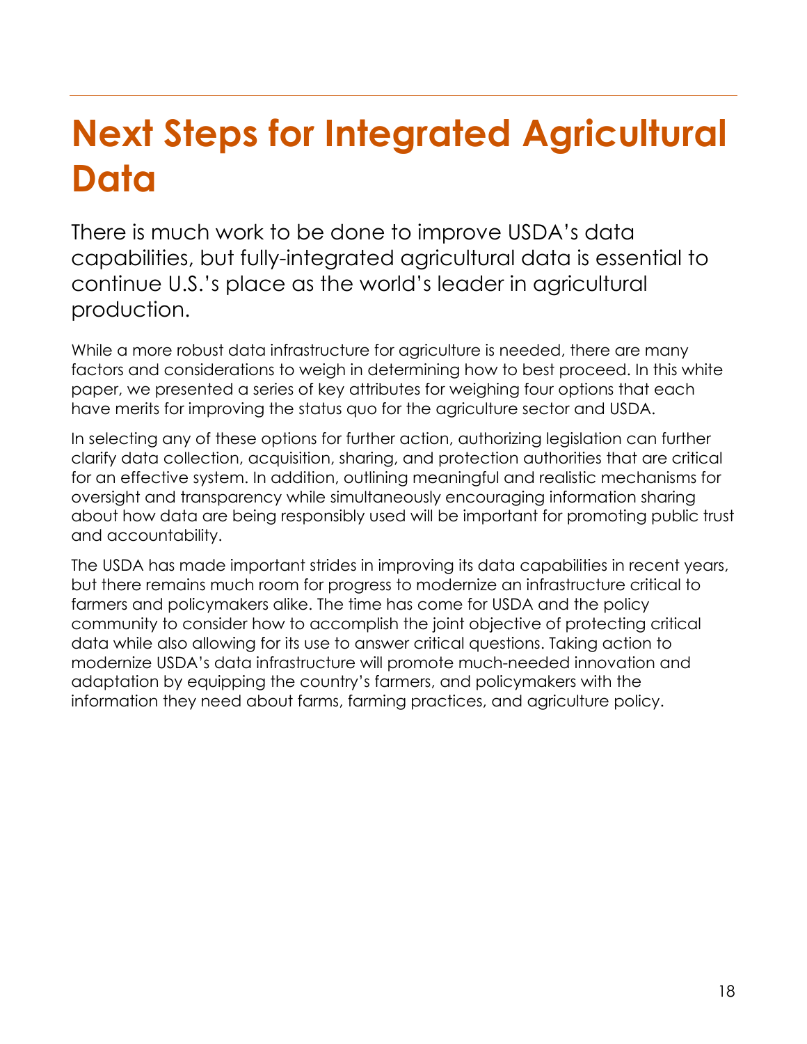# Next Steps for Integrated Agricultural Data

There is much work to be done to improve USDA's data capabilities, but fully-integrated agricultural data is essential to continue U.S.'s place as the world's leader in agricultural production.

While a more robust data infrastructure for agriculture is needed, there are many factors and considerations to weigh in determining how to best proceed. In this white paper, we presented a series of key attributes for weighing four options that each have merits for improving the status quo for the agriculture sector and USDA.

In selecting any of these options for further action, authorizing legislation can further clarify data collection, acquisition, sharing, and protection authorities that are critical for an effective system. In addition, outlining meaningful and realistic mechanisms for oversight and transparency while simultaneously encouraging information sharing about how data are being responsibly used will be important for promoting public trust and accountability.

The USDA has made important strides in improving its data capabilities in recent years, but there remains much room for progress to modernize an infrastructure critical to farmers and policymakers alike. The time has come for USDA and the policy community to consider how to accomplish the joint objective of protecting critical data while also allowing for its use to answer critical questions. Taking action to modernize USDA's data infrastructure will promote much-needed innovation and adaptation by equipping the country's farmers, and policymakers with the information they need about farms, farming practices, and agriculture policy.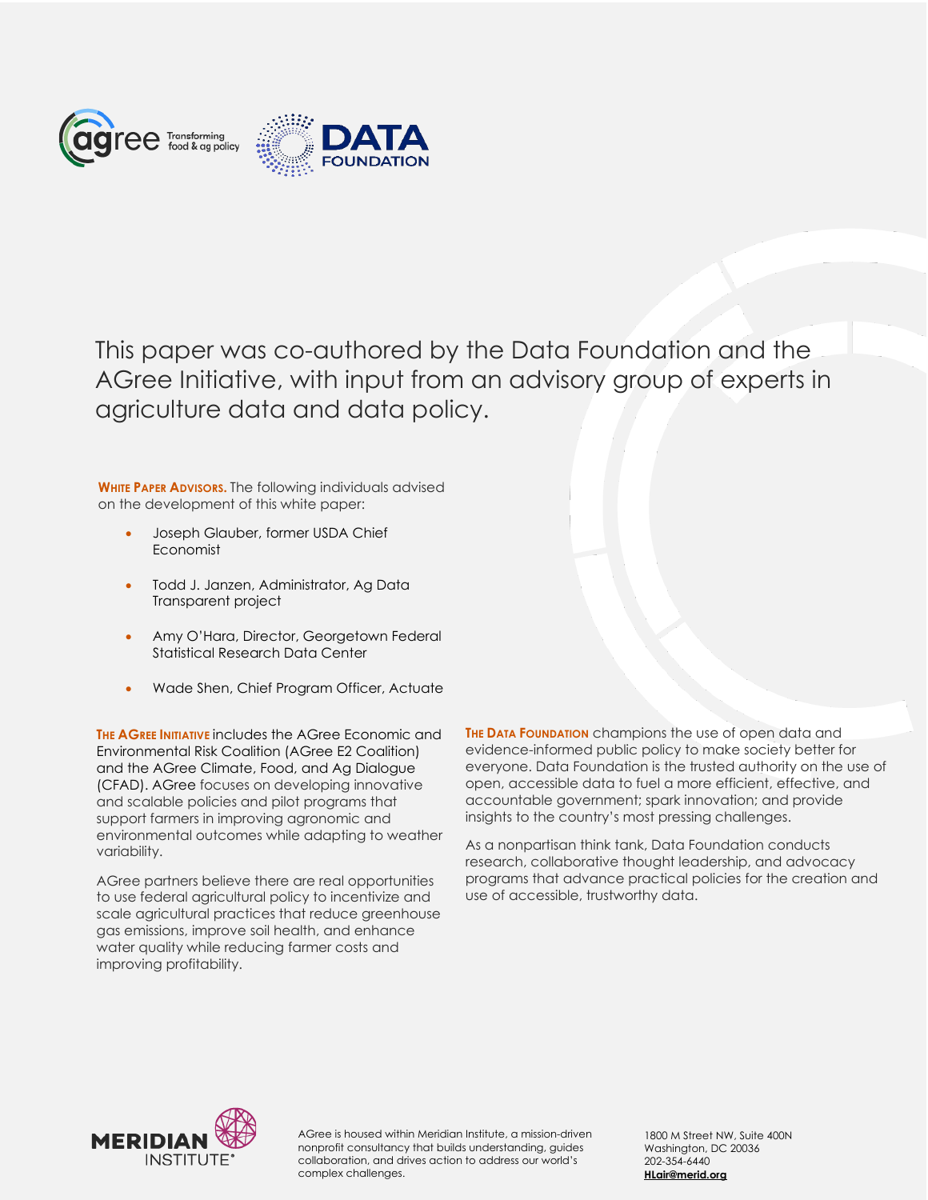agree Transforming food & ag policy

DATA FOUNDATION

This paper was co-authored by the Data Foundation and the AGree Initiative, with input from an advisory group of experts in agriculture data and data policy.

**WHITE PAPER ADVISORS.** The following individuals advised on the development of this white paper:

- Joseph Glauber, former USDA Chief Economist
- Todd J. Janzen, Administrator, Ag Data Transparent project
- Amy O'Hara, Director, Georgetown Federal Statistical Research Data Center
- Wade Shen, Chief Program Officer, Actuate

**THE AGREE INITIATIVE** includes the AGree Economic and Environmental Risk Coalition (AGree E2 Coalition) and the AGree Climate, Food, and Ag Dialogue (CFAD). AGree focuses on developing innovative and scalable policies and pilot programs that support farmers in improving agronomic and environmental outcomes while adapting to weather variability.

AGree partners believe there are real opportunities to use federal agricultural policy to incentivize and scale agricultural practices that reduce greenhouse gas emissions, improve soil health, and enhance water quality while reducing farmer costs and improving profitability.

**THE DATA FOUNDATION** champions the use of open data and evidence-informed public policy to make society better for everyone. Data Foundation is the trusted authority on the use of open, accessible data to fuel a more efficient, effective, and accountable government; spark innovation; and provide insights to the country's most pressing challenges.

As a nonpartisan think tank, Data Foundation conducts research, collaborative thought leadership, and advocacy programs that advance practical policies for the creation and use of accessible, trustworthy data.

MERIDIAN INSTITUTE®

AGree is housed within Meridian Institute, a mission-driven nonprofit consultancy that builds understanding, guides collaboration, and drives action to address our world's complex challenges.

1800 M Street NW, Suite 400N
Washington, DC 20036
202-354-6440
**HLair@merid.org**